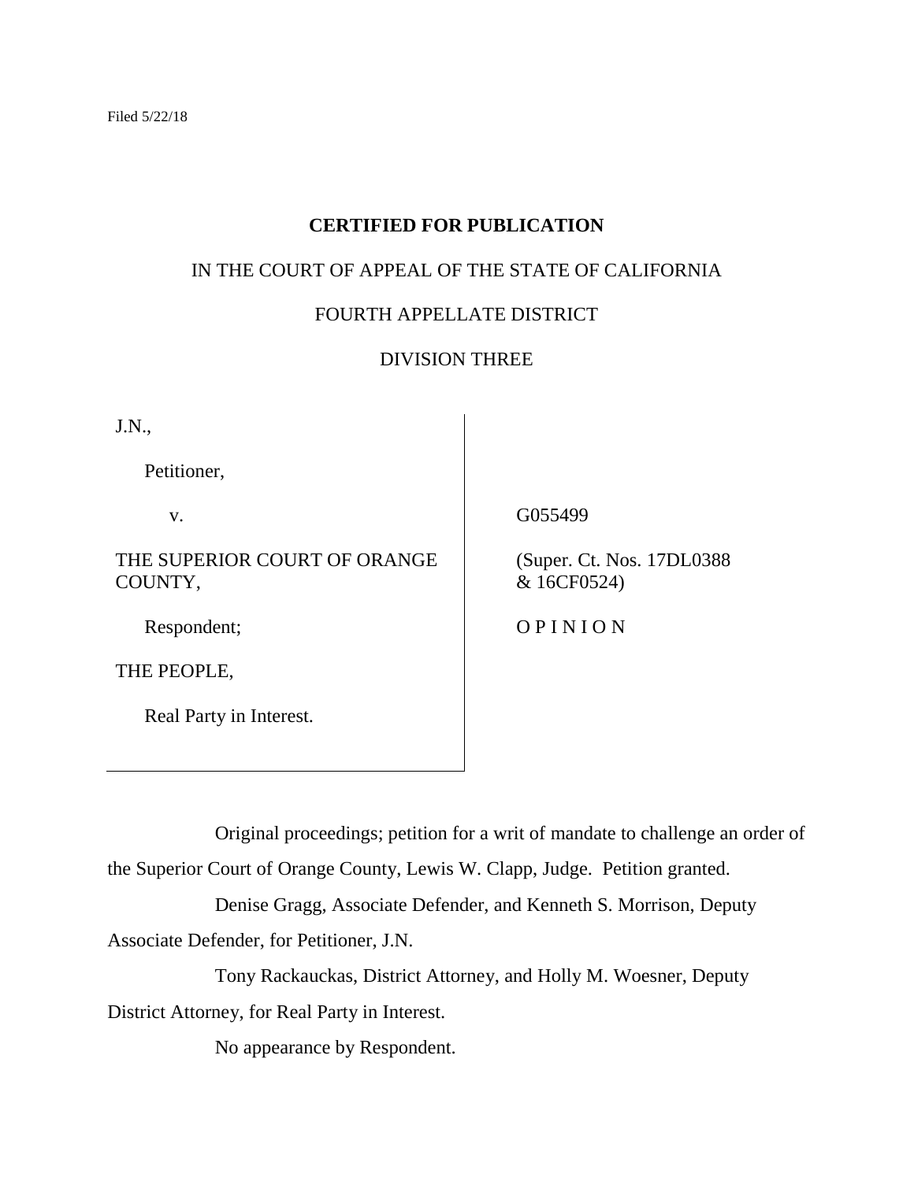Filed 5/22/18

**CERTIFIED FOR PUBLICATION**

IN THE COURT OF APPEAL OF THE STATE OF CALIFORNIA

FOURTH APPELLATE DISTRICT

DIVISION THREE

| | |
|---|---|
| J.N.,<br><br>Petitioner,<br><br>v.<br><br>THE SUPERIOR COURT OF ORANGE COUNTY,<br><br>Respondent;<br><br>THE PEOPLE,<br><br>Real Party in Interest. | G055499<br><br>(Super. Ct. Nos. 17DL0388 & 16CF0524)<br><br>O P I N I O N |

Original proceedings; petition for a writ of mandate to challenge an order of the Superior Court of Orange County, Lewis W. Clapp, Judge. Petition granted.

Denise Gragg, Associate Defender, and Kenneth S. Morrison, Deputy Associate Defender, for Petitioner, J.N.

Tony Rackauckas, District Attorney, and Holly M. Woesner, Deputy District Attorney, for Real Party in Interest.

No appearance by Respondent.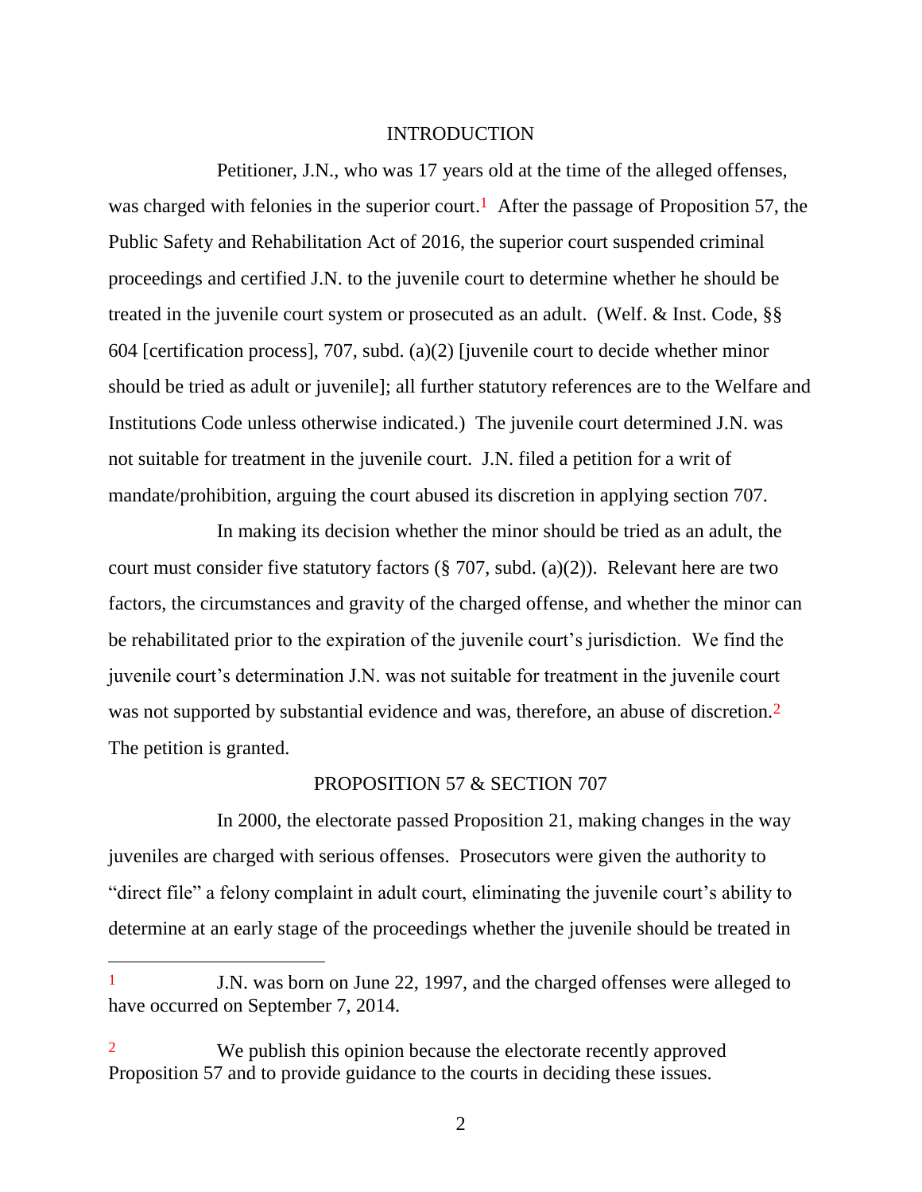## INTRODUCTION

Petitioner, J.N., who was 17 years old at the time of the alleged offenses, was charged with felonies in the superior court.[1] After the passage of Proposition 57, the Public Safety and Rehabilitation Act of 2016, the superior court suspended criminal proceedings and certified J.N. to the juvenile court to determine whether he should be treated in the juvenile court system or prosecuted as an adult. (Welf. & Inst. Code, §§ 604 [certification process], 707, subd. (a)(2) [juvenile court to decide whether minor should be tried as adult or juvenile]; all further statutory references are to the Welfare and Institutions Code unless otherwise indicated.) The juvenile court determined J.N. was not suitable for treatment in the juvenile court. J.N. filed a petition for a writ of mandate/prohibition, arguing the court abused its discretion in applying section 707.

In making its decision whether the minor should be tried as an adult, the court must consider five statutory factors (§ 707, subd. (a)(2)). Relevant here are two factors, the circumstances and gravity of the charged offense, and whether the minor can be rehabilitated prior to the expiration of the juvenile court's jurisdiction. We find the juvenile court's determination J.N. was not suitable for treatment in the juvenile court was not supported by substantial evidence and was, therefore, an abuse of discretion.[2] The petition is granted.

## PROPOSITION 57 & SECTION 707

In 2000, the electorate passed Proposition 21, making changes in the way juveniles are charged with serious offenses. Prosecutors were given the authority to "direct file" a felony complaint in adult court, eliminating the juvenile court's ability to determine at an early stage of the proceedings whether the juvenile should be treated in

---

[1] J.N. was born on June 22, 1997, and the charged offenses were alleged to have occurred on September 7, 2014.

[2] We publish this opinion because the electorate recently approved Proposition 57 and to provide guidance to the courts in deciding these issues.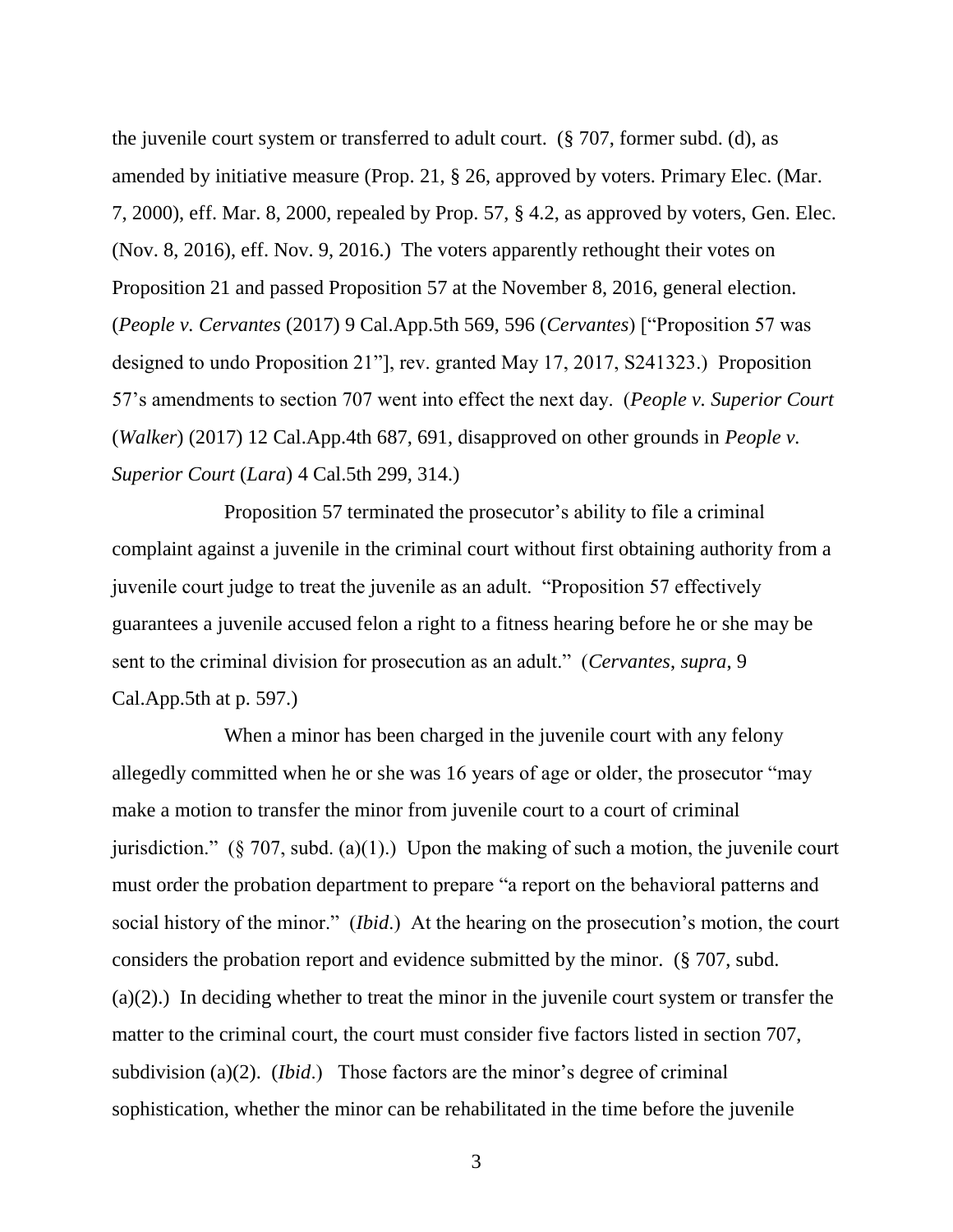the juvenile court system or transferred to adult court. (§ 707, former subd. (d), as amended by initiative measure (Prop. 21, § 26, approved by voters. Primary Elec. (Mar. 7, 2000), eff. Mar. 8, 2000, repealed by Prop. 57, § 4.2, as approved by voters, Gen. Elec. (Nov. 8, 2016), eff. Nov. 9, 2016.) The voters apparently rethought their votes on Proposition 21 and passed Proposition 57 at the November 8, 2016, general election. (*People v. Cervantes* (2017) 9 Cal.App.5th 569, 596 (*Cervantes*) ["Proposition 57 was designed to undo Proposition 21"], rev. granted May 17, 2017, S241323.) Proposition 57's amendments to section 707 went into effect the next day. (*People v. Superior Court* (*Walker*) (2017) 12 Cal.App.4th 687, 691, disapproved on other grounds in *People v. Superior Court* (*Lara*) 4 Cal.5th 299, 314.)

Proposition 57 terminated the prosecutor's ability to file a criminal complaint against a juvenile in the criminal court without first obtaining authority from a juvenile court judge to treat the juvenile as an adult. "Proposition 57 effectively guarantees a juvenile accused felon a right to a fitness hearing before he or she may be sent to the criminal division for prosecution as an adult." (*Cervantes*, *supra*, 9 Cal.App.5th at p. 597.)

When a minor has been charged in the juvenile court with any felony allegedly committed when he or she was 16 years of age or older, the prosecutor "may make a motion to transfer the minor from juvenile court to a court of criminal jurisdiction." (§ 707, subd. (a)(1).) Upon the making of such a motion, the juvenile court must order the probation department to prepare "a report on the behavioral patterns and social history of the minor." (*Ibid*.) At the hearing on the prosecution's motion, the court considers the probation report and evidence submitted by the minor. (§ 707, subd. (a)(2).) In deciding whether to treat the minor in the juvenile court system or transfer the matter to the criminal court, the court must consider five factors listed in section 707, subdivision (a)(2). (*Ibid*.) Those factors are the minor's degree of criminal sophistication, whether the minor can be rehabilitated in the time before the juvenile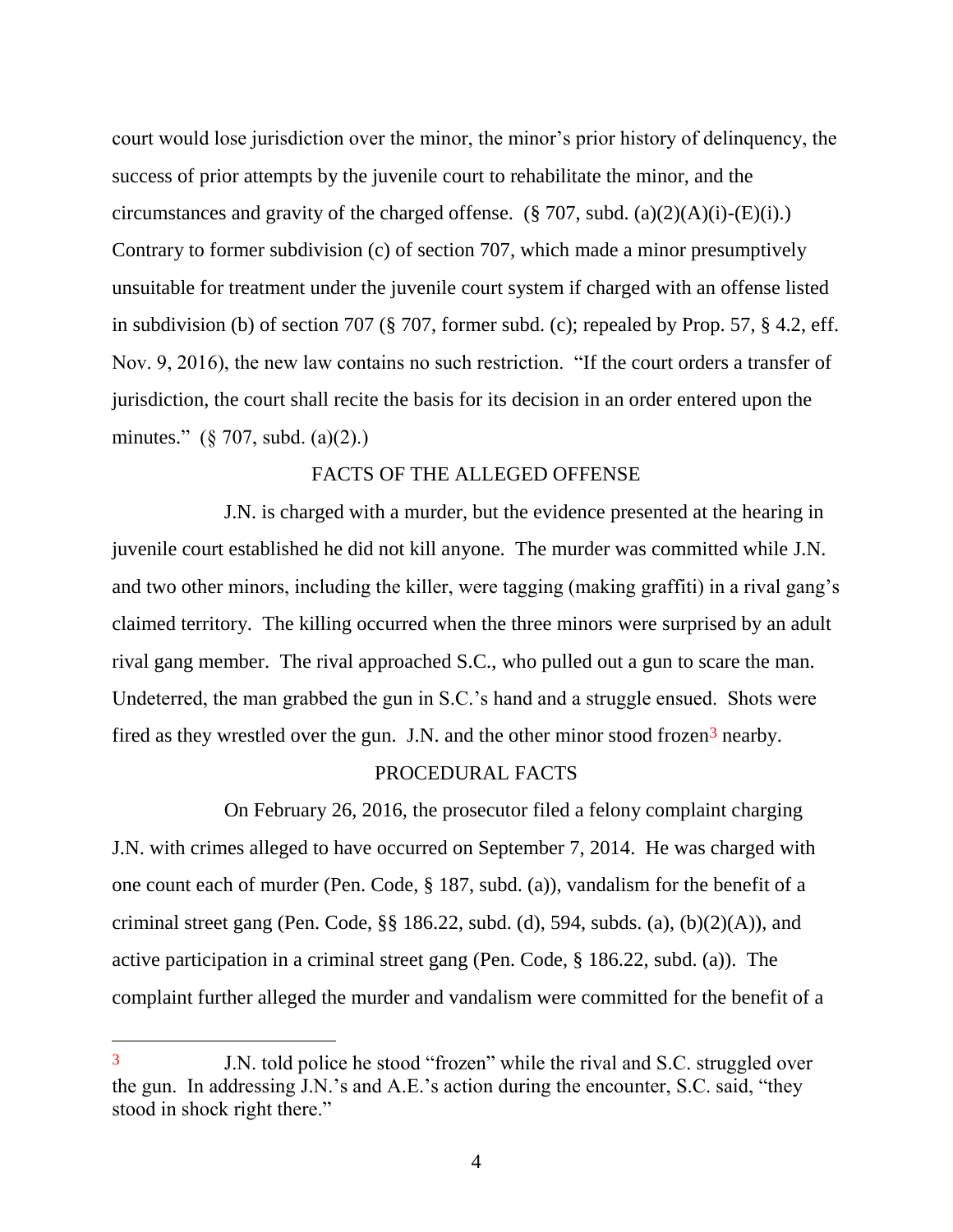court would lose jurisdiction over the minor, the minor's prior history of delinquency, the success of prior attempts by the juvenile court to rehabilitate the minor, and the circumstances and gravity of the charged offense. (§ 707, subd. (a)(2)(A)(i)-(E)(i).) Contrary to former subdivision (c) of section 707, which made a minor presumptively unsuitable for treatment under the juvenile court system if charged with an offense listed in subdivision (b) of section 707 (§ 707, former subd. (c); repealed by Prop. 57, § 4.2, eff. Nov. 9, 2016), the new law contains no such restriction. "If the court orders a transfer of jurisdiction, the court shall recite the basis for its decision in an order entered upon the minutes." (§ 707, subd. (a)(2).)

## FACTS OF THE ALLEGED OFFENSE

J.N. is charged with a murder, but the evidence presented at the hearing in juvenile court established he did not kill anyone. The murder was committed while J.N. and two other minors, including the killer, were tagging (making graffiti) in a rival gang's claimed territory. The killing occurred when the three minors were surprised by an adult rival gang member. The rival approached S.C., who pulled out a gun to scare the man. Undeterred, the man grabbed the gun in S.C.'s hand and a struggle ensued. Shots were fired as they wrestled over the gun. J.N. and the other minor stood frozen[3] nearby.

## PROCEDURAL FACTS

On February 26, 2016, the prosecutor filed a felony complaint charging J.N. with crimes alleged to have occurred on September 7, 2014. He was charged with one count each of murder (Pen. Code, § 187, subd. (a)), vandalism for the benefit of a criminal street gang (Pen. Code, §§ 186.22, subd. (d), 594, subds. (a), (b)(2)(A)), and active participation in a criminal street gang (Pen. Code, § 186.22, subd. (a)). The complaint further alleged the murder and vandalism were committed for the benefit of a

---

[3] J.N. told police he stood "frozen" while the rival and S.C. struggled over the gun. In addressing J.N.'s and A.E.'s action during the encounter, S.C. said, "they stood in shock right there."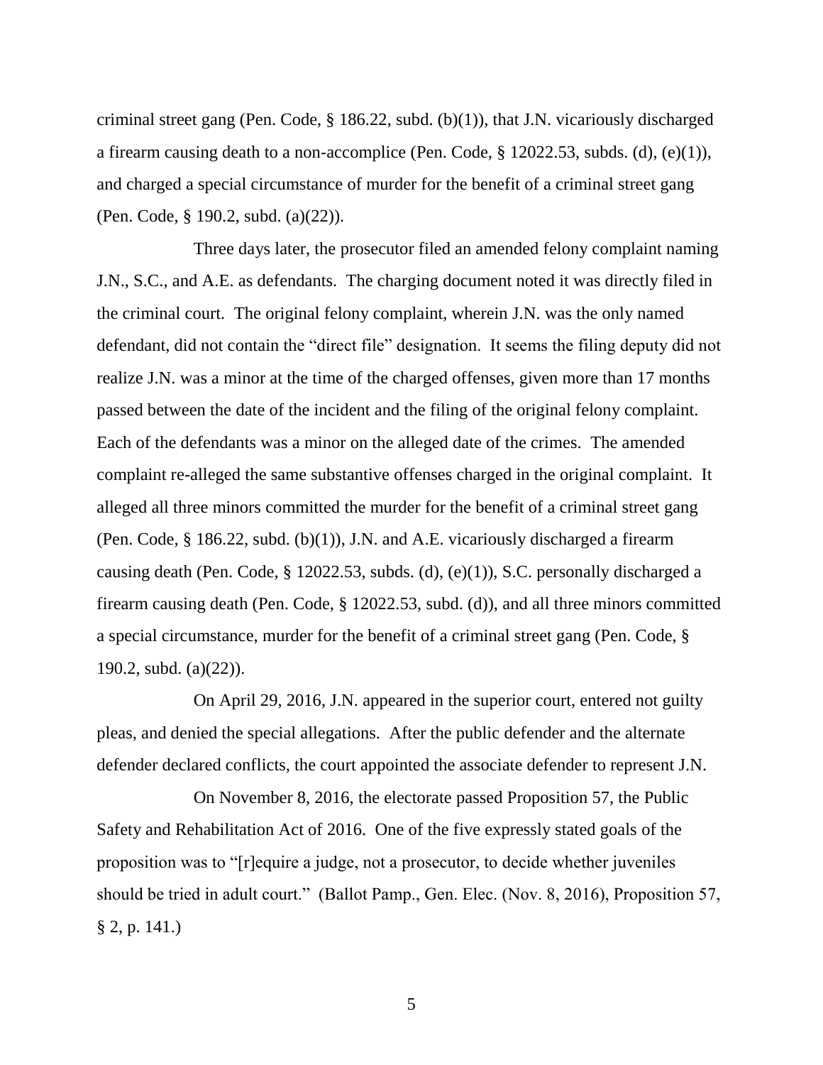criminal street gang (Pen. Code, § 186.22, subd. (b)(1)), that J.N. vicariously discharged a firearm causing death to a non-accomplice (Pen. Code, § 12022.53, subds. (d), (e)(1)), and charged a special circumstance of murder for the benefit of a criminal street gang (Pen. Code, § 190.2, subd. (a)(22)).

Three days later, the prosecutor filed an amended felony complaint naming J.N., S.C., and A.E. as defendants. The charging document noted it was directly filed in the criminal court. The original felony complaint, wherein J.N. was the only named defendant, did not contain the "direct file" designation. It seems the filing deputy did not realize J.N. was a minor at the time of the charged offenses, given more than 17 months passed between the date of the incident and the filing of the original felony complaint. Each of the defendants was a minor on the alleged date of the crimes. The amended complaint re-alleged the same substantive offenses charged in the original complaint. It alleged all three minors committed the murder for the benefit of a criminal street gang (Pen. Code, § 186.22, subd. (b)(1)), J.N. and A.E. vicariously discharged a firearm causing death (Pen. Code, § 12022.53, subds. (d), (e)(1)), S.C. personally discharged a firearm causing death (Pen. Code, § 12022.53, subd. (d)), and all three minors committed a special circumstance, murder for the benefit of a criminal street gang (Pen. Code, § 190.2, subd. (a)(22)).

On April 29, 2016, J.N. appeared in the superior court, entered not guilty pleas, and denied the special allegations. After the public defender and the alternate defender declared conflicts, the court appointed the associate defender to represent J.N.

On November 8, 2016, the electorate passed Proposition 57, the Public Safety and Rehabilitation Act of 2016. One of the five expressly stated goals of the proposition was to "[r]equire a judge, not a prosecutor, to decide whether juveniles should be tried in adult court." (Ballot Pamp., Gen. Elec. (Nov. 8, 2016), Proposition 57, § 2, p. 141.)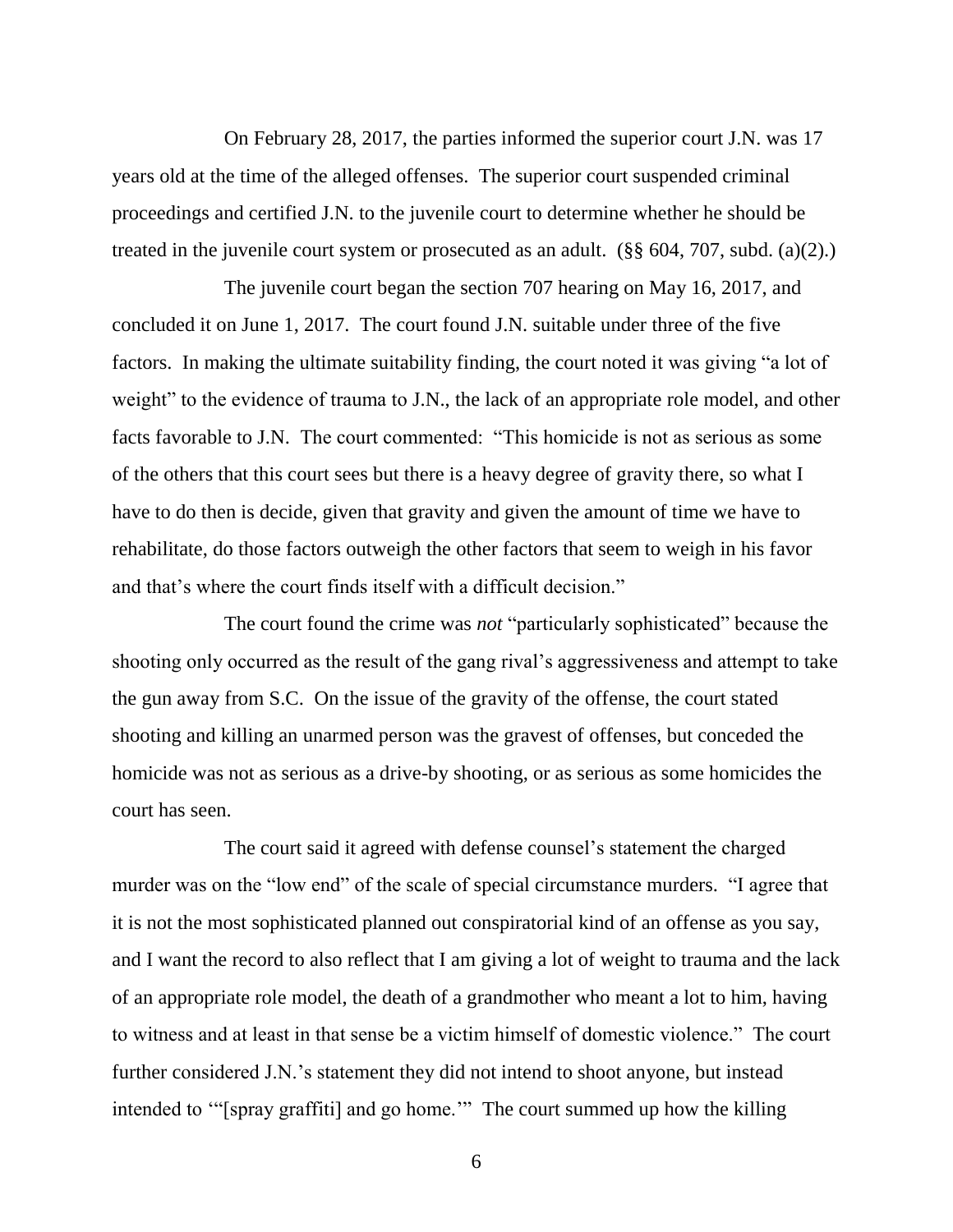On February 28, 2017, the parties informed the superior court J.N. was 17 years old at the time of the alleged offenses. The superior court suspended criminal proceedings and certified J.N. to the juvenile court to determine whether he should be treated in the juvenile court system or prosecuted as an adult. (§§ 604, 707, subd. (a)(2).)

The juvenile court began the section 707 hearing on May 16, 2017, and concluded it on June 1, 2017. The court found J.N. suitable under three of the five factors. In making the ultimate suitability finding, the court noted it was giving "a lot of weight" to the evidence of trauma to J.N., the lack of an appropriate role model, and other facts favorable to J.N. The court commented: "This homicide is not as serious as some of the others that this court sees but there is a heavy degree of gravity there, so what I have to do then is decide, given that gravity and given the amount of time we have to rehabilitate, do those factors outweigh the other factors that seem to weigh in his favor and that's where the court finds itself with a difficult decision."

The court found the crime was *not* "particularly sophisticated" because the shooting only occurred as the result of the gang rival's aggressiveness and attempt to take the gun away from S.C. On the issue of the gravity of the offense, the court stated shooting and killing an unarmed person was the gravest of offenses, but conceded the homicide was not as serious as a drive-by shooting, or as serious as some homicides the court has seen.

The court said it agreed with defense counsel's statement the charged murder was on the "low end" of the scale of special circumstance murders. "I agree that it is not the most sophisticated planned out conspiratorial kind of an offense as you say, and I want the record to also reflect that I am giving a lot of weight to trauma and the lack of an appropriate role model, the death of a grandmother who meant a lot to him, having to witness and at least in that sense be a victim himself of domestic violence." The court further considered J.N.'s statement they did not intend to shoot anyone, but instead intended to '"[spray graffiti] and go home.'" The court summed up how the killing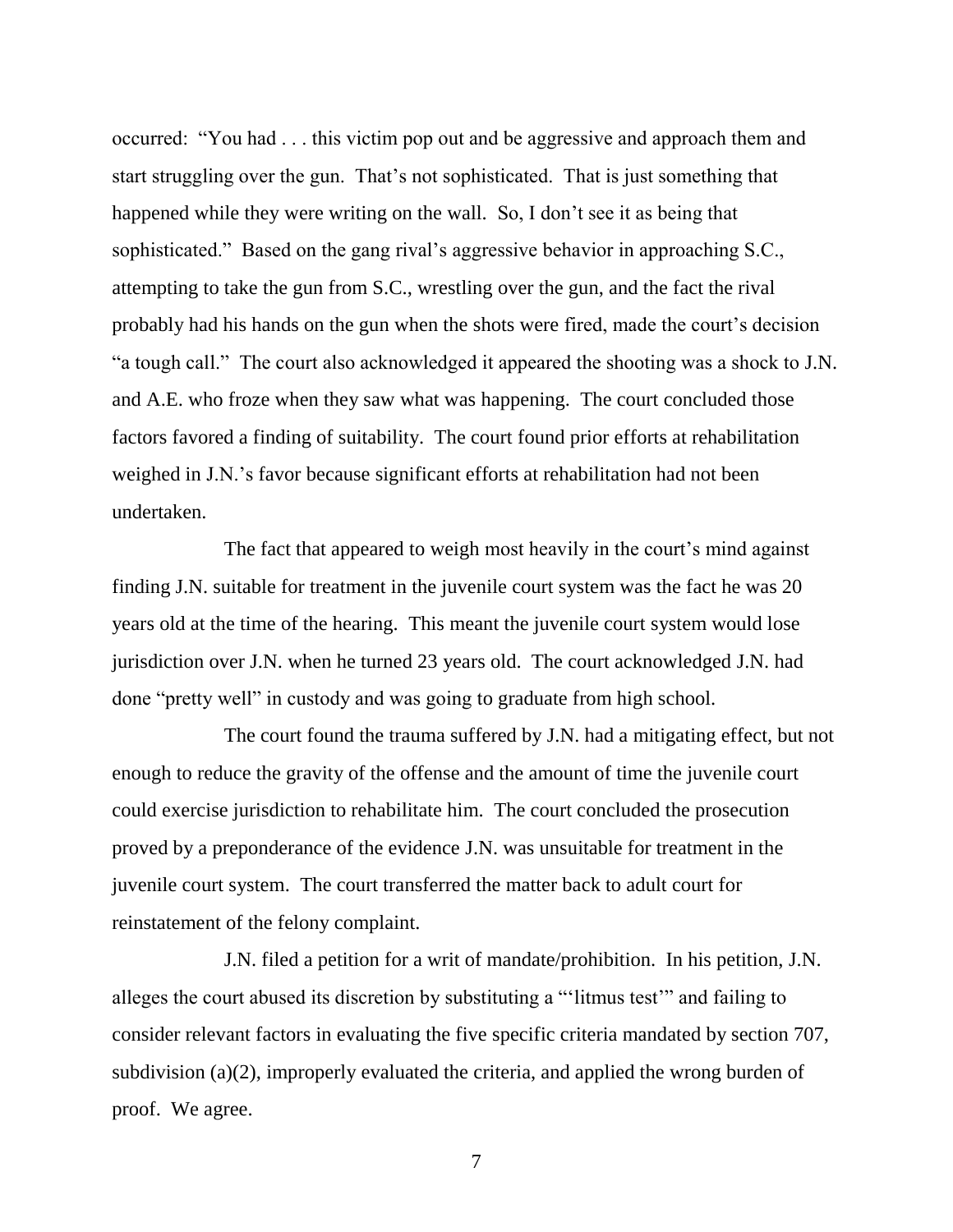occurred: "You had . . . this victim pop out and be aggressive and approach them and start struggling over the gun. That's not sophisticated. That is just something that happened while they were writing on the wall. So, I don't see it as being that sophisticated." Based on the gang rival's aggressive behavior in approaching S.C., attempting to take the gun from S.C., wrestling over the gun, and the fact the rival probably had his hands on the gun when the shots were fired, made the court's decision "a tough call." The court also acknowledged it appeared the shooting was a shock to J.N. and A.E. who froze when they saw what was happening. The court concluded those factors favored a finding of suitability. The court found prior efforts at rehabilitation weighed in J.N.'s favor because significant efforts at rehabilitation had not been undertaken.

The fact that appeared to weigh most heavily in the court's mind against finding J.N. suitable for treatment in the juvenile court system was the fact he was 20 years old at the time of the hearing. This meant the juvenile court system would lose jurisdiction over J.N. when he turned 23 years old. The court acknowledged J.N. had done "pretty well" in custody and was going to graduate from high school.

The court found the trauma suffered by J.N. had a mitigating effect, but not enough to reduce the gravity of the offense and the amount of time the juvenile court could exercise jurisdiction to rehabilitate him. The court concluded the prosecution proved by a preponderance of the evidence J.N. was unsuitable for treatment in the juvenile court system. The court transferred the matter back to adult court for reinstatement of the felony complaint.

J.N. filed a petition for a writ of mandate/prohibition. In his petition, J.N. alleges the court abused its discretion by substituting a "'litmus test'" and failing to consider relevant factors in evaluating the five specific criteria mandated by section 707, subdivision (a)(2), improperly evaluated the criteria, and applied the wrong burden of proof. We agree.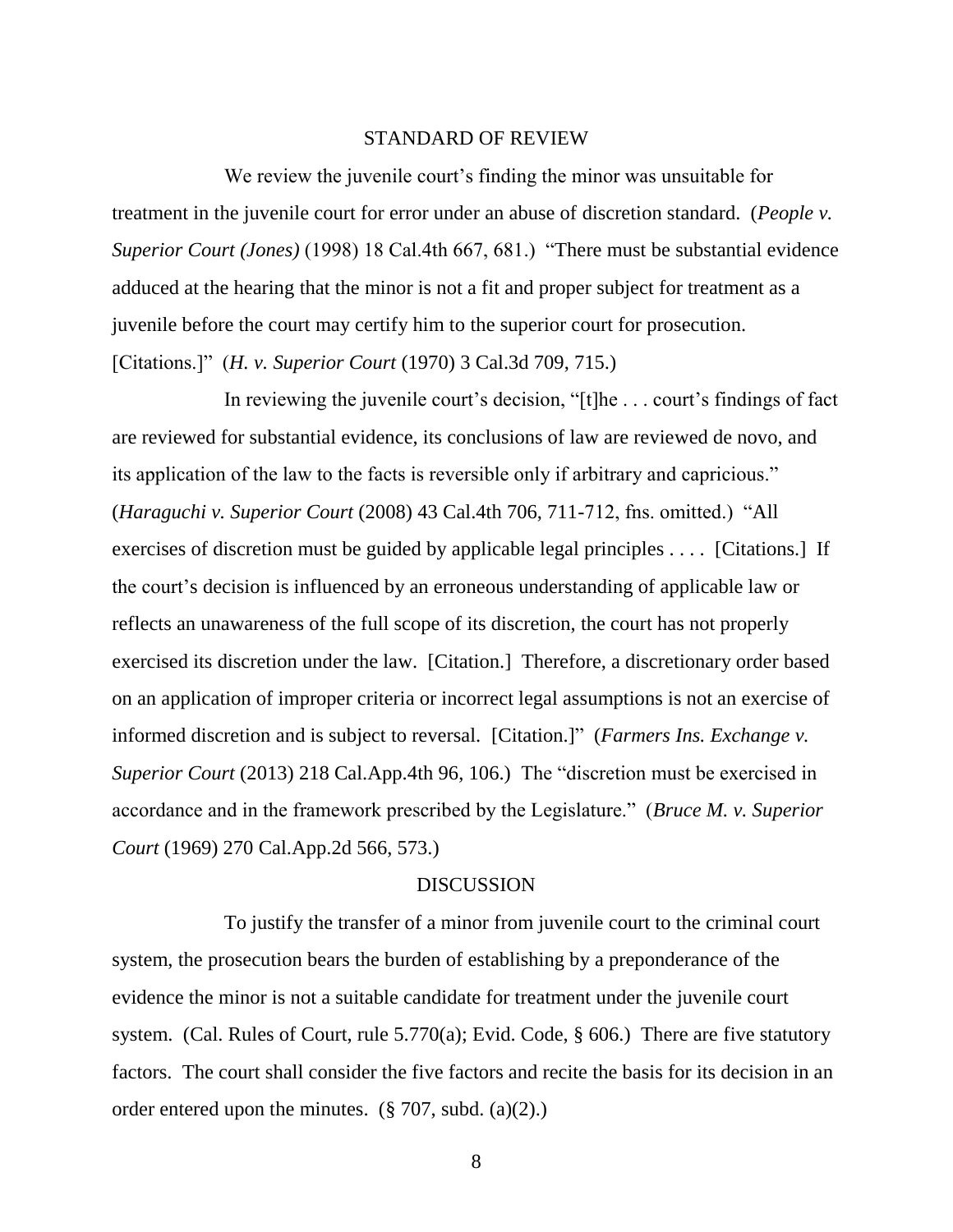## STANDARD OF REVIEW

We review the juvenile court's finding the minor was unsuitable for treatment in the juvenile court for error under an abuse of discretion standard. (*People v. Superior Court (Jones)* (1998) 18 Cal.4th 667, 681.) "There must be substantial evidence adduced at the hearing that the minor is not a fit and proper subject for treatment as a juvenile before the court may certify him to the superior court for prosecution. [Citations.]" (*H. v. Superior Court* (1970) 3 Cal.3d 709, 715.)

In reviewing the juvenile court's decision, "[t]he . . . court's findings of fact are reviewed for substantial evidence, its conclusions of law are reviewed de novo, and its application of the law to the facts is reversible only if arbitrary and capricious." (*Haraguchi v. Superior Court* (2008) 43 Cal.4th 706, 711-712, fns. omitted.) "All exercises of discretion must be guided by applicable legal principles . . . . [Citations.] If the court's decision is influenced by an erroneous understanding of applicable law or reflects an unawareness of the full scope of its discretion, the court has not properly exercised its discretion under the law. [Citation.] Therefore, a discretionary order based on an application of improper criteria or incorrect legal assumptions is not an exercise of informed discretion and is subject to reversal. [Citation.]" (*Farmers Ins. Exchange v. Superior Court* (2013) 218 Cal.App.4th 96, 106.) The "discretion must be exercised in accordance and in the framework prescribed by the Legislature." (*Bruce M. v. Superior Court* (1969) 270 Cal.App.2d 566, 573.)

## DISCUSSION

To justify the transfer of a minor from juvenile court to the criminal court system, the prosecution bears the burden of establishing by a preponderance of the evidence the minor is not a suitable candidate for treatment under the juvenile court system. (Cal. Rules of Court, rule 5.770(a); Evid. Code, § 606.) There are five statutory factors. The court shall consider the five factors and recite the basis for its decision in an order entered upon the minutes. (§ 707, subd. (a)(2).)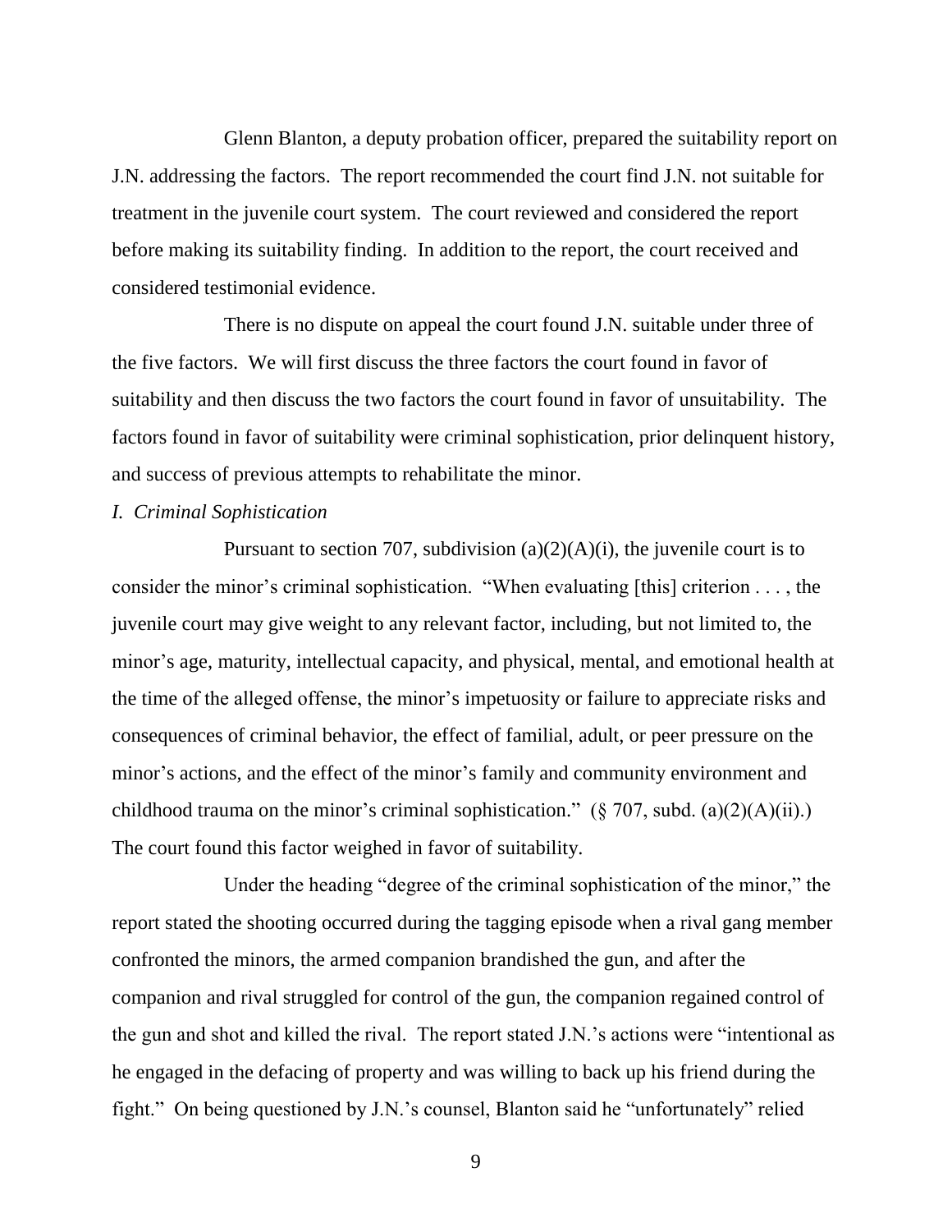Glenn Blanton, a deputy probation officer, prepared the suitability report on J.N. addressing the factors. The report recommended the court find J.N. not suitable for treatment in the juvenile court system. The court reviewed and considered the report before making its suitability finding. In addition to the report, the court received and considered testimonial evidence.

There is no dispute on appeal the court found J.N. suitable under three of the five factors. We will first discuss the three factors the court found in favor of suitability and then discuss the two factors the court found in favor of unsuitability. The factors found in favor of suitability were criminal sophistication, prior delinquent history, and success of previous attempts to rehabilitate the minor.

*I. Criminal Sophistication*

Pursuant to section 707, subdivision (a)(2)(A)(i), the juvenile court is to consider the minor's criminal sophistication. "When evaluating [this] criterion . . . , the juvenile court may give weight to any relevant factor, including, but not limited to, the minor's age, maturity, intellectual capacity, and physical, mental, and emotional health at the time of the alleged offense, the minor's impetuosity or failure to appreciate risks and consequences of criminal behavior, the effect of familial, adult, or peer pressure on the minor's actions, and the effect of the minor's family and community environment and childhood trauma on the minor's criminal sophistication." (§ 707, subd. (a)(2)(A)(ii).) The court found this factor weighed in favor of suitability.

Under the heading "degree of the criminal sophistication of the minor," the report stated the shooting occurred during the tagging episode when a rival gang member confronted the minors, the armed companion brandished the gun, and after the companion and rival struggled for control of the gun, the companion regained control of the gun and shot and killed the rival. The report stated J.N.'s actions were "intentional as he engaged in the defacing of property and was willing to back up his friend during the fight." On being questioned by J.N.'s counsel, Blanton said he "unfortunately" relied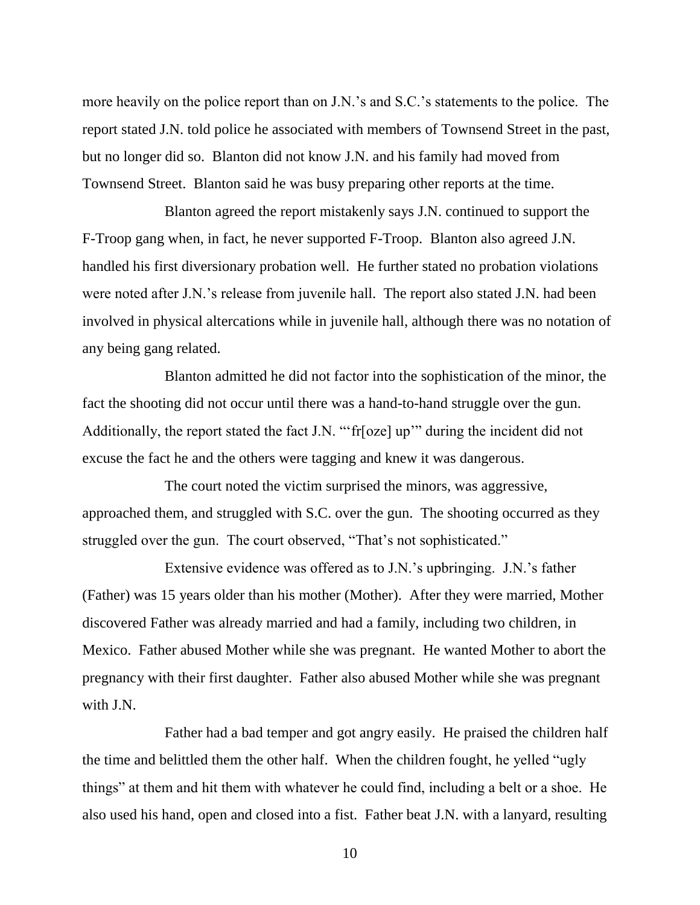more heavily on the police report than on J.N.'s and S.C.'s statements to the police. The report stated J.N. told police he associated with members of Townsend Street in the past, but no longer did so. Blanton did not know J.N. and his family had moved from Townsend Street. Blanton said he was busy preparing other reports at the time.

Blanton agreed the report mistakenly says J.N. continued to support the F-Troop gang when, in fact, he never supported F-Troop. Blanton also agreed J.N. handled his first diversionary probation well. He further stated no probation violations were noted after J.N.'s release from juvenile hall. The report also stated J.N. had been involved in physical altercations while in juvenile hall, although there was no notation of any being gang related.

Blanton admitted he did not factor into the sophistication of the minor, the fact the shooting did not occur until there was a hand-to-hand struggle over the gun. Additionally, the report stated the fact J.N. "'fr[oze] up'" during the incident did not excuse the fact he and the others were tagging and knew it was dangerous.

The court noted the victim surprised the minors, was aggressive, approached them, and struggled with S.C. over the gun. The shooting occurred as they struggled over the gun. The court observed, "That's not sophisticated."

Extensive evidence was offered as to J.N.'s upbringing. J.N.'s father (Father) was 15 years older than his mother (Mother). After they were married, Mother discovered Father was already married and had a family, including two children, in Mexico. Father abused Mother while she was pregnant. He wanted Mother to abort the pregnancy with their first daughter. Father also abused Mother while she was pregnant with J.N.

Father had a bad temper and got angry easily. He praised the children half the time and belittled them the other half. When the children fought, he yelled "ugly things" at them and hit them with whatever he could find, including a belt or a shoe. He also used his hand, open and closed into a fist. Father beat J.N. with a lanyard, resulting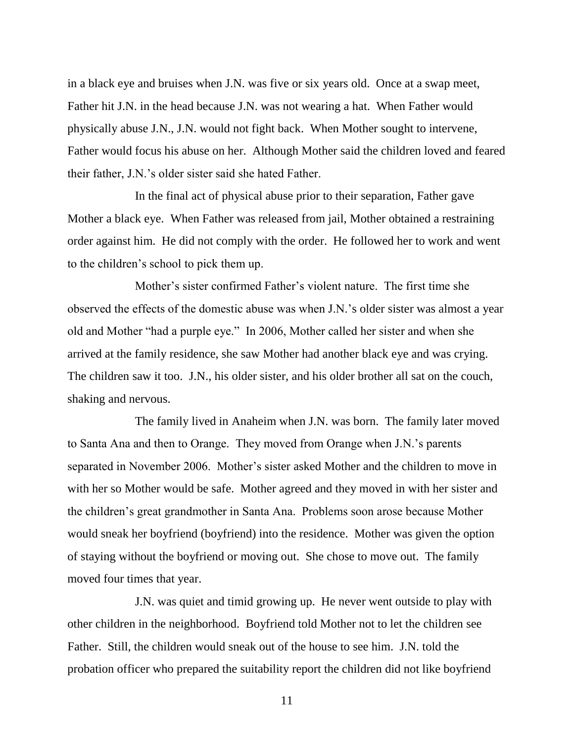in a black eye and bruises when J.N. was five or six years old. Once at a swap meet, Father hit J.N. in the head because J.N. was not wearing a hat. When Father would physically abuse J.N., J.N. would not fight back. When Mother sought to intervene, Father would focus his abuse on her. Although Mother said the children loved and feared their father, J.N.'s older sister said she hated Father.

In the final act of physical abuse prior to their separation, Father gave Mother a black eye. When Father was released from jail, Mother obtained a restraining order against him. He did not comply with the order. He followed her to work and went to the children's school to pick them up.

Mother's sister confirmed Father's violent nature. The first time she observed the effects of the domestic abuse was when J.N.'s older sister was almost a year old and Mother "had a purple eye." In 2006, Mother called her sister and when she arrived at the family residence, she saw Mother had another black eye and was crying. The children saw it too. J.N., his older sister, and his older brother all sat on the couch, shaking and nervous.

The family lived in Anaheim when J.N. was born. The family later moved to Santa Ana and then to Orange. They moved from Orange when J.N.'s parents separated in November 2006. Mother's sister asked Mother and the children to move in with her so Mother would be safe. Mother agreed and they moved in with her sister and the children's great grandmother in Santa Ana. Problems soon arose because Mother would sneak her boyfriend (boyfriend) into the residence. Mother was given the option of staying without the boyfriend or moving out. She chose to move out. The family moved four times that year.

J.N. was quiet and timid growing up. He never went outside to play with other children in the neighborhood. Boyfriend told Mother not to let the children see Father. Still, the children would sneak out of the house to see him. J.N. told the probation officer who prepared the suitability report the children did not like boyfriend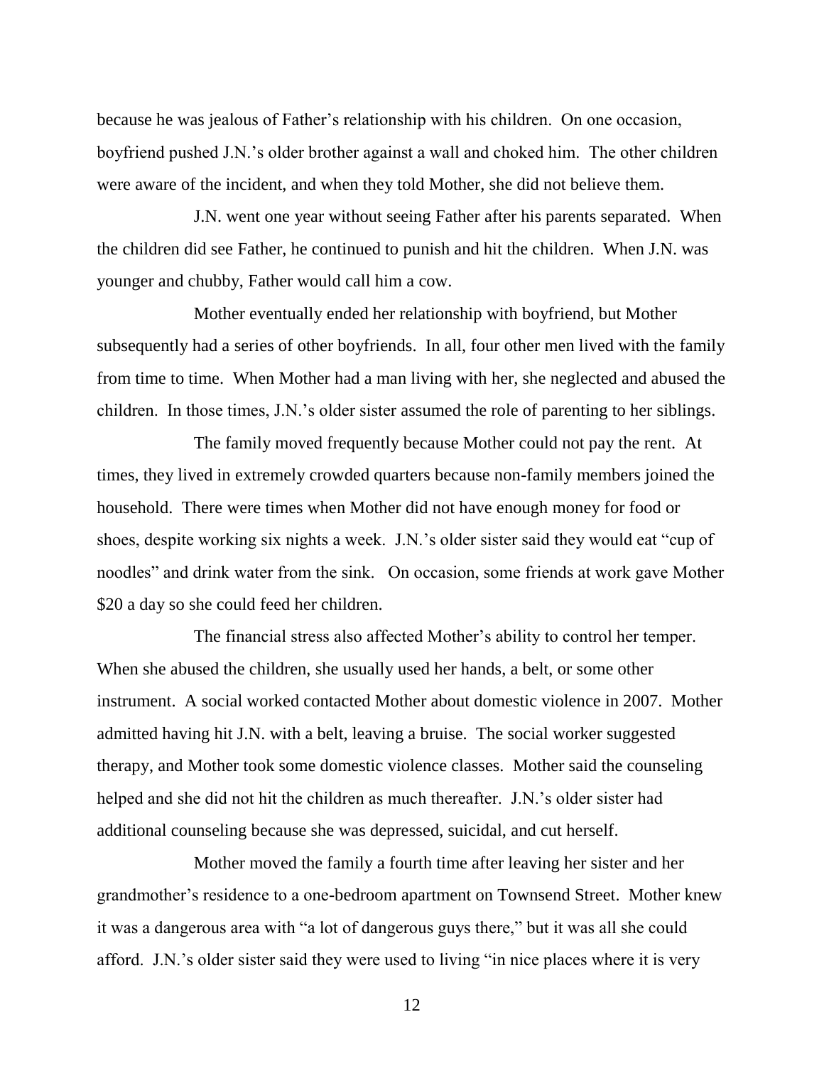because he was jealous of Father's relationship with his children. On one occasion, boyfriend pushed J.N.'s older brother against a wall and choked him. The other children were aware of the incident, and when they told Mother, she did not believe them.

J.N. went one year without seeing Father after his parents separated. When the children did see Father, he continued to punish and hit the children. When J.N. was younger and chubby, Father would call him a cow.

Mother eventually ended her relationship with boyfriend, but Mother subsequently had a series of other boyfriends. In all, four other men lived with the family from time to time. When Mother had a man living with her, she neglected and abused the children. In those times, J.N.'s older sister assumed the role of parenting to her siblings.

The family moved frequently because Mother could not pay the rent. At times, they lived in extremely crowded quarters because non-family members joined the household. There were times when Mother did not have enough money for food or shoes, despite working six nights a week. J.N.'s older sister said they would eat "cup of noodles" and drink water from the sink. On occasion, some friends at work gave Mother $20 a day so she could feed her children.

The financial stress also affected Mother's ability to control her temper. When she abused the children, she usually used her hands, a belt, or some other instrument. A social worked contacted Mother about domestic violence in 2007. Mother admitted having hit J.N. with a belt, leaving a bruise. The social worker suggested therapy, and Mother took some domestic violence classes. Mother said the counseling helped and she did not hit the children as much thereafter. J.N.'s older sister had additional counseling because she was depressed, suicidal, and cut herself.

Mother moved the family a fourth time after leaving her sister and her grandmother's residence to a one-bedroom apartment on Townsend Street. Mother knew it was a dangerous area with "a lot of dangerous guys there," but it was all she could afford. J.N.'s older sister said they were used to living "in nice places where it is very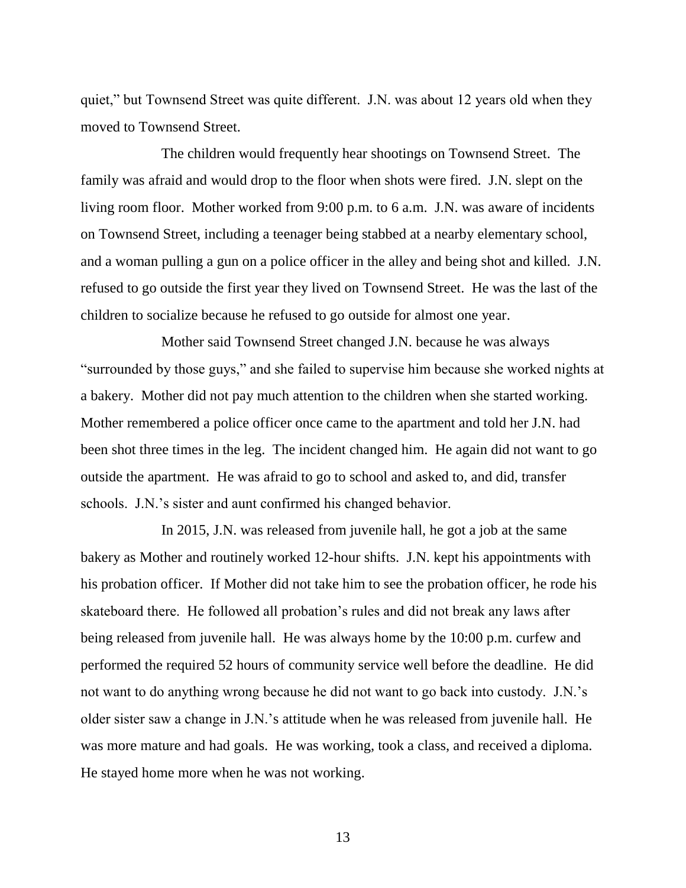quiet," but Townsend Street was quite different. J.N. was about 12 years old when they moved to Townsend Street.

The children would frequently hear shootings on Townsend Street. The family was afraid and would drop to the floor when shots were fired. J.N. slept on the living room floor. Mother worked from 9:00 p.m. to 6 a.m. J.N. was aware of incidents on Townsend Street, including a teenager being stabbed at a nearby elementary school, and a woman pulling a gun on a police officer in the alley and being shot and killed. J.N. refused to go outside the first year they lived on Townsend Street. He was the last of the children to socialize because he refused to go outside for almost one year.

Mother said Townsend Street changed J.N. because he was always "surrounded by those guys," and she failed to supervise him because she worked nights at a bakery. Mother did not pay much attention to the children when she started working. Mother remembered a police officer once came to the apartment and told her J.N. had been shot three times in the leg. The incident changed him. He again did not want to go outside the apartment. He was afraid to go to school and asked to, and did, transfer schools. J.N.'s sister and aunt confirmed his changed behavior.

In 2015, J.N. was released from juvenile hall, he got a job at the same bakery as Mother and routinely worked 12-hour shifts. J.N. kept his appointments with his probation officer. If Mother did not take him to see the probation officer, he rode his skateboard there. He followed all probation's rules and did not break any laws after being released from juvenile hall. He was always home by the 10:00 p.m. curfew and performed the required 52 hours of community service well before the deadline. He did not want to do anything wrong because he did not want to go back into custody. J.N.'s older sister saw a change in J.N.'s attitude when he was released from juvenile hall. He was more mature and had goals. He was working, took a class, and received a diploma. He stayed home more when he was not working.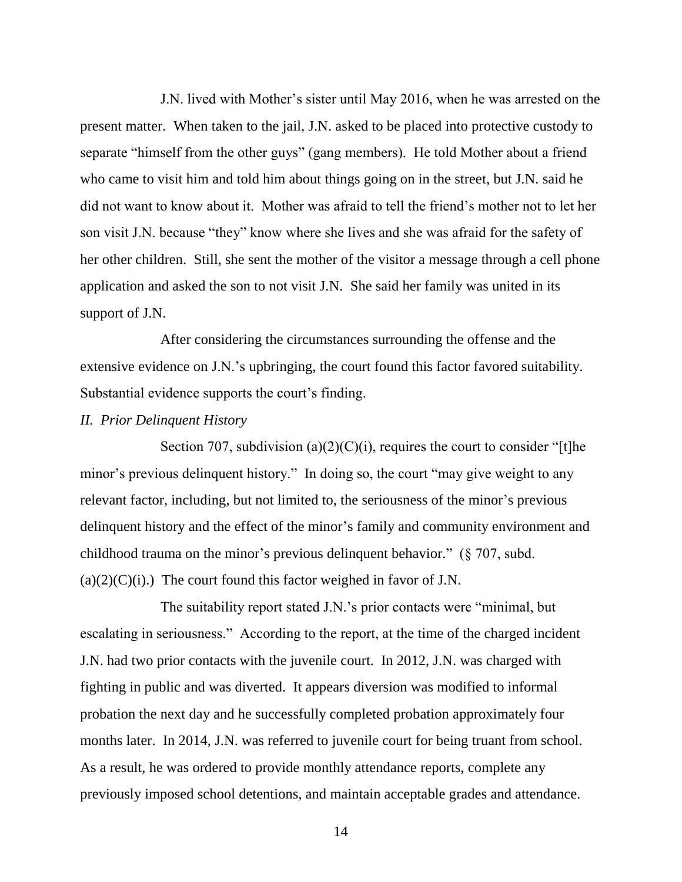J.N. lived with Mother's sister until May 2016, when he was arrested on the present matter. When taken to the jail, J.N. asked to be placed into protective custody to separate "himself from the other guys" (gang members). He told Mother about a friend who came to visit him and told him about things going on in the street, but J.N. said he did not want to know about it. Mother was afraid to tell the friend's mother not to let her son visit J.N. because "they" know where she lives and she was afraid for the safety of her other children. Still, she sent the mother of the visitor a message through a cell phone application and asked the son to not visit J.N. She said her family was united in its support of J.N.

After considering the circumstances surrounding the offense and the extensive evidence on J.N.'s upbringing, the court found this factor favored suitability. Substantial evidence supports the court's finding.

*II. Prior Delinquent History*

Section 707, subdivision (a)(2)(C)(i), requires the court to consider "[t]he minor's previous delinquent history." In doing so, the court "may give weight to any relevant factor, including, but not limited to, the seriousness of the minor's previous delinquent history and the effect of the minor's family and community environment and childhood trauma on the minor's previous delinquent behavior." (§ 707, subd. (a)(2)(C)(i).) The court found this factor weighed in favor of J.N.

The suitability report stated J.N.'s prior contacts were "minimal, but escalating in seriousness." According to the report, at the time of the charged incident J.N. had two prior contacts with the juvenile court. In 2012, J.N. was charged with fighting in public and was diverted. It appears diversion was modified to informal probation the next day and he successfully completed probation approximately four months later. In 2014, J.N. was referred to juvenile court for being truant from school. As a result, he was ordered to provide monthly attendance reports, complete any previously imposed school detentions, and maintain acceptable grades and attendance.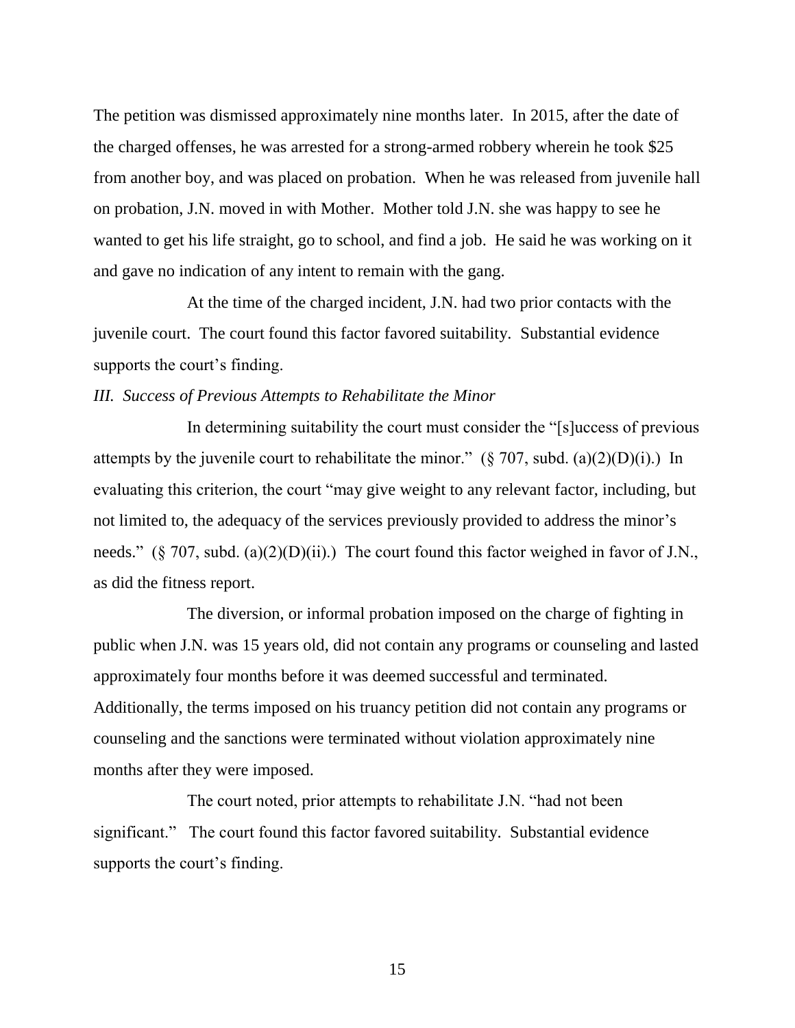The petition was dismissed approximately nine months later. In 2015, after the date of the charged offenses, he was arrested for a strong-armed robbery wherein he took $25 from another boy, and was placed on probation. When he was released from juvenile hall on probation, J.N. moved in with Mother. Mother told J.N. she was happy to see he wanted to get his life straight, go to school, and find a job. He said he was working on it and gave no indication of any intent to remain with the gang.

At the time of the charged incident, J.N. had two prior contacts with the juvenile court. The court found this factor favored suitability. Substantial evidence supports the court's finding.

*III. Success of Previous Attempts to Rehabilitate the Minor*

In determining suitability the court must consider the "[s]uccess of previous attempts by the juvenile court to rehabilitate the minor." (§ 707, subd. (a)(2)(D)(i).) In evaluating this criterion, the court "may give weight to any relevant factor, including, but not limited to, the adequacy of the services previously provided to address the minor's needs." (§ 707, subd. (a)(2)(D)(ii).) The court found this factor weighed in favor of J.N., as did the fitness report.

The diversion, or informal probation imposed on the charge of fighting in public when J.N. was 15 years old, did not contain any programs or counseling and lasted approximately four months before it was deemed successful and terminated. Additionally, the terms imposed on his truancy petition did not contain any programs or counseling and the sanctions were terminated without violation approximately nine months after they were imposed.

The court noted, prior attempts to rehabilitate J.N. "had not been significant." The court found this factor favored suitability. Substantial evidence supports the court's finding.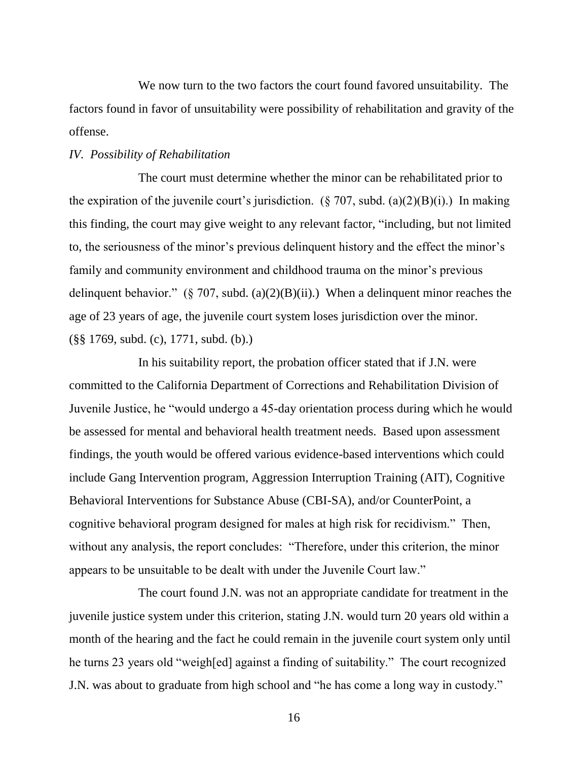We now turn to the two factors the court found favored unsuitability. The factors found in favor of unsuitability were possibility of rehabilitation and gravity of the offense.

*IV. Possibility of Rehabilitation*

The court must determine whether the minor can be rehabilitated prior to the expiration of the juvenile court's jurisdiction. (§ 707, subd. (a)(2)(B)(i).) In making this finding, the court may give weight to any relevant factor, "including, but not limited to, the seriousness of the minor's previous delinquent history and the effect the minor's family and community environment and childhood trauma on the minor's previous delinquent behavior." (§ 707, subd. (a)(2)(B)(ii).) When a delinquent minor reaches the age of 23 years of age, the juvenile court system loses jurisdiction over the minor. (§§ 1769, subd. (c), 1771, subd. (b).)

In his suitability report, the probation officer stated that if J.N. were committed to the California Department of Corrections and Rehabilitation Division of Juvenile Justice, he "would undergo a 45-day orientation process during which he would be assessed for mental and behavioral health treatment needs. Based upon assessment findings, the youth would be offered various evidence-based interventions which could include Gang Intervention program, Aggression Interruption Training (AIT), Cognitive Behavioral Interventions for Substance Abuse (CBI-SA), and/or CounterPoint, a cognitive behavioral program designed for males at high risk for recidivism." Then, without any analysis, the report concludes: "Therefore, under this criterion, the minor appears to be unsuitable to be dealt with under the Juvenile Court law."

The court found J.N. was not an appropriate candidate for treatment in the juvenile justice system under this criterion, stating J.N. would turn 20 years old within a month of the hearing and the fact he could remain in the juvenile court system only until he turns 23 years old "weigh[ed] against a finding of suitability." The court recognized J.N. was about to graduate from high school and "he has come a long way in custody."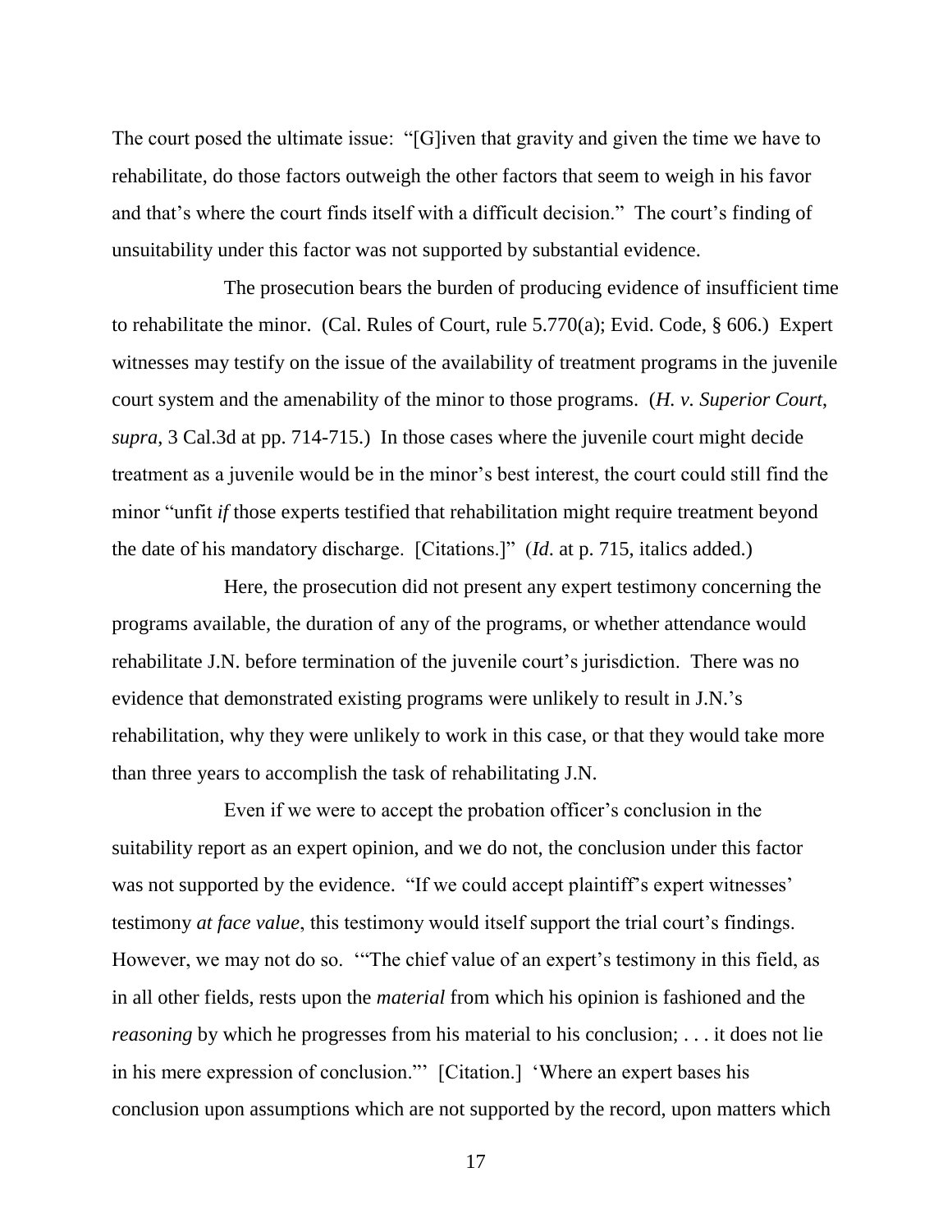The court posed the ultimate issue: "[G]iven that gravity and given the time we have to rehabilitate, do those factors outweigh the other factors that seem to weigh in his favor and that's where the court finds itself with a difficult decision." The court's finding of unsuitability under this factor was not supported by substantial evidence.

The prosecution bears the burden of producing evidence of insufficient time to rehabilitate the minor. (Cal. Rules of Court, rule 5.770(a); Evid. Code, § 606.) Expert witnesses may testify on the issue of the availability of treatment programs in the juvenile court system and the amenability of the minor to those programs. (*H. v. Superior Court*, *supra*, 3 Cal.3d at pp. 714-715.) In those cases where the juvenile court might decide treatment as a juvenile would be in the minor's best interest, the court could still find the minor "unfit *if* those experts testified that rehabilitation might require treatment beyond the date of his mandatory discharge. [Citations.]" (*Id*. at p. 715, italics added.)

Here, the prosecution did not present any expert testimony concerning the programs available, the duration of any of the programs, or whether attendance would rehabilitate J.N. before termination of the juvenile court's jurisdiction. There was no evidence that demonstrated existing programs were unlikely to result in J.N.'s rehabilitation, why they were unlikely to work in this case, or that they would take more than three years to accomplish the task of rehabilitating J.N.

Even if we were to accept the probation officer's conclusion in the suitability report as an expert opinion, and we do not, the conclusion under this factor was not supported by the evidence. "If we could accept plaintiff's expert witnesses' testimony *at face value*, this testimony would itself support the trial court's findings. However, we may not do so. '"The chief value of an expert's testimony in this field, as in all other fields, rests upon the *material* from which his opinion is fashioned and the *reasoning* by which he progresses from his material to his conclusion; . . . it does not lie in his mere expression of conclusion."' [Citation.] 'Where an expert bases his conclusion upon assumptions which are not supported by the record, upon matters which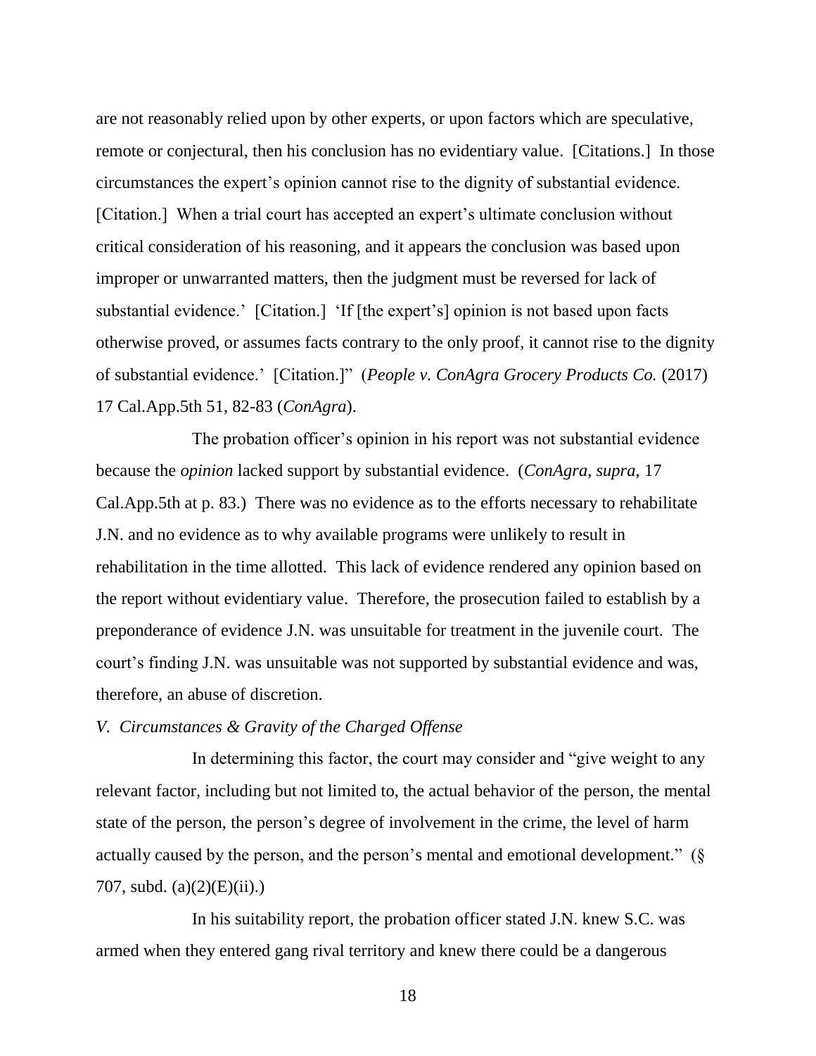are not reasonably relied upon by other experts, or upon factors which are speculative, remote or conjectural, then his conclusion has no evidentiary value. [Citations.] In those circumstances the expert's opinion cannot rise to the dignity of substantial evidence. [Citation.] When a trial court has accepted an expert's ultimate conclusion without critical consideration of his reasoning, and it appears the conclusion was based upon improper or unwarranted matters, then the judgment must be reversed for lack of substantial evidence.' [Citation.] 'If [the expert's] opinion is not based upon facts otherwise proved, or assumes facts contrary to the only proof, it cannot rise to the dignity of substantial evidence.' [Citation.]" (*People v. ConAgra Grocery Products Co.* (2017) 17 Cal.App.5th 51, 82-83 (*ConAgra*).

The probation officer's opinion in his report was not substantial evidence because the *opinion* lacked support by substantial evidence. (*ConAgra*, *supra*, 17 Cal.App.5th at p. 83.) There was no evidence as to the efforts necessary to rehabilitate J.N. and no evidence as to why available programs were unlikely to result in rehabilitation in the time allotted. This lack of evidence rendered any opinion based on the report without evidentiary value. Therefore, the prosecution failed to establish by a preponderance of evidence J.N. was unsuitable for treatment in the juvenile court. The court's finding J.N. was unsuitable was not supported by substantial evidence and was, therefore, an abuse of discretion.

*V. Circumstances & Gravity of the Charged Offense*

In determining this factor, the court may consider and "give weight to any relevant factor, including but not limited to, the actual behavior of the person, the mental state of the person, the person's degree of involvement in the crime, the level of harm actually caused by the person, and the person's mental and emotional development." (§ 707, subd. (a)(2)(E)(ii).)

In his suitability report, the probation officer stated J.N. knew S.C. was armed when they entered gang rival territory and knew there could be a dangerous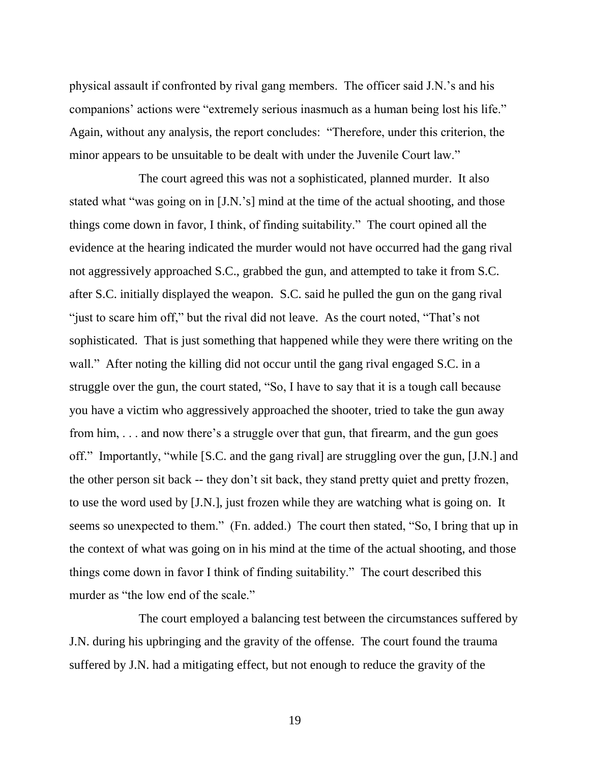physical assault if confronted by rival gang members. The officer said J.N.'s and his companions' actions were "extremely serious inasmuch as a human being lost his life." Again, without any analysis, the report concludes: "Therefore, under this criterion, the minor appears to be unsuitable to be dealt with under the Juvenile Court law."

The court agreed this was not a sophisticated, planned murder. It also stated what "was going on in [J.N.'s] mind at the time of the actual shooting, and those things come down in favor, I think, of finding suitability." The court opined all the evidence at the hearing indicated the murder would not have occurred had the gang rival not aggressively approached S.C., grabbed the gun, and attempted to take it from S.C. after S.C. initially displayed the weapon. S.C. said he pulled the gun on the gang rival "just to scare him off," but the rival did not leave. As the court noted, "That's not sophisticated. That is just something that happened while they were there writing on the wall." After noting the killing did not occur until the gang rival engaged S.C. in a struggle over the gun, the court stated, "So, I have to say that it is a tough call because you have a victim who aggressively approached the shooter, tried to take the gun away from him, . . . and now there's a struggle over that gun, that firearm, and the gun goes off." Importantly, "while [S.C. and the gang rival] are struggling over the gun, [J.N.] and the other person sit back -- they don't sit back, they stand pretty quiet and pretty frozen, to use the word used by [J.N.], just frozen while they are watching what is going on. It seems so unexpected to them." (Fn. added.) The court then stated, "So, I bring that up in the context of what was going on in his mind at the time of the actual shooting, and those things come down in favor I think of finding suitability." The court described this murder as "the low end of the scale."

The court employed a balancing test between the circumstances suffered by J.N. during his upbringing and the gravity of the offense. The court found the trauma suffered by J.N. had a mitigating effect, but not enough to reduce the gravity of the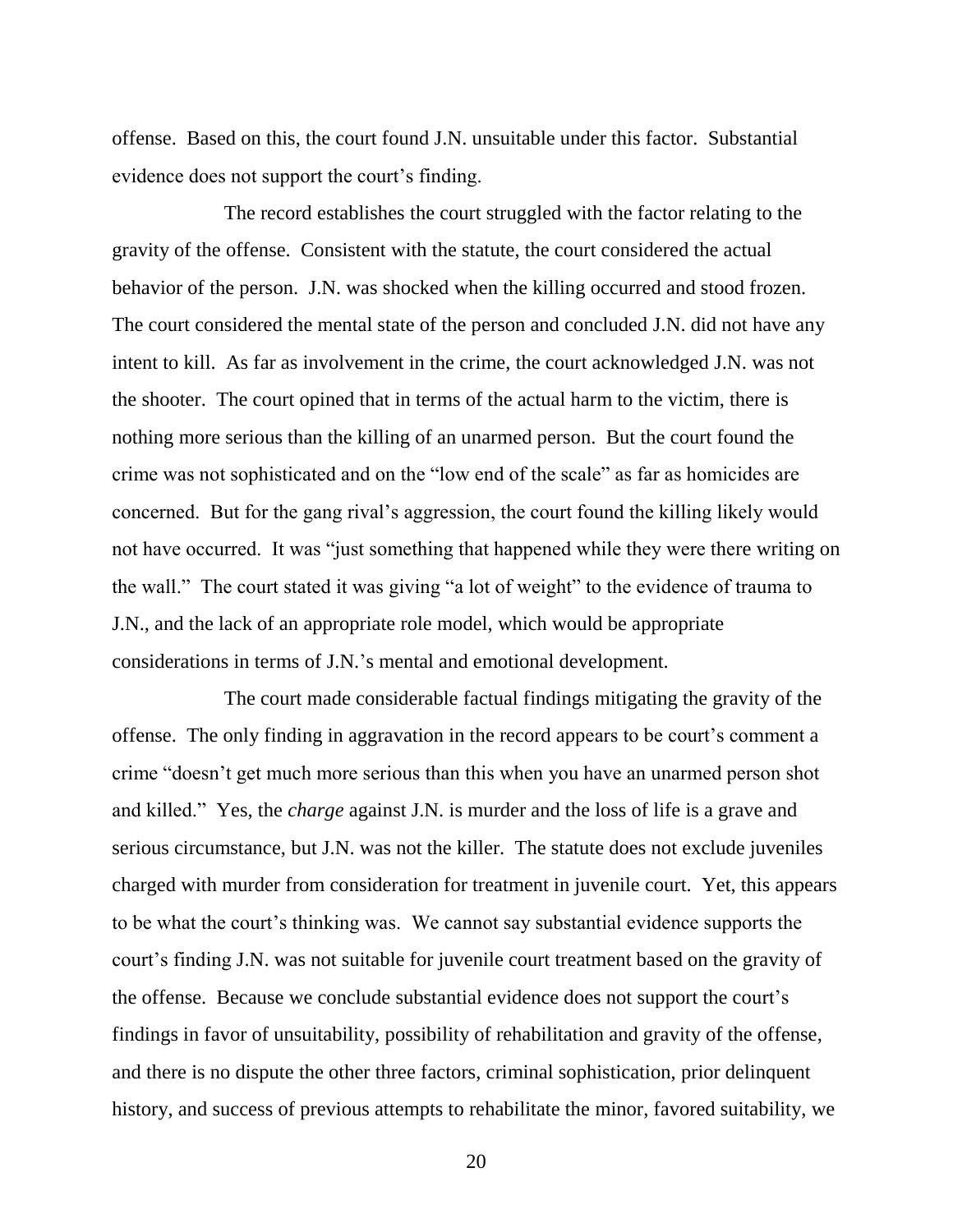offense. Based on this, the court found J.N. unsuitable under this factor. Substantial evidence does not support the court's finding.

The record establishes the court struggled with the factor relating to the gravity of the offense. Consistent with the statute, the court considered the actual behavior of the person. J.N. was shocked when the killing occurred and stood frozen. The court considered the mental state of the person and concluded J.N. did not have any intent to kill. As far as involvement in the crime, the court acknowledged J.N. was not the shooter. The court opined that in terms of the actual harm to the victim, there is nothing more serious than the killing of an unarmed person. But the court found the crime was not sophisticated and on the "low end of the scale" as far as homicides are concerned. But for the gang rival's aggression, the court found the killing likely would not have occurred. It was "just something that happened while they were there writing on the wall." The court stated it was giving "a lot of weight" to the evidence of trauma to J.N., and the lack of an appropriate role model, which would be appropriate considerations in terms of J.N.'s mental and emotional development.

The court made considerable factual findings mitigating the gravity of the offense. The only finding in aggravation in the record appears to be court's comment a crime "doesn't get much more serious than this when you have an unarmed person shot and killed." Yes, the *charge* against J.N. is murder and the loss of life is a grave and serious circumstance, but J.N. was not the killer. The statute does not exclude juveniles charged with murder from consideration for treatment in juvenile court. Yet, this appears to be what the court's thinking was. We cannot say substantial evidence supports the court's finding J.N. was not suitable for juvenile court treatment based on the gravity of the offense. Because we conclude substantial evidence does not support the court's findings in favor of unsuitability, possibility of rehabilitation and gravity of the offense, and there is no dispute the other three factors, criminal sophistication, prior delinquent history, and success of previous attempts to rehabilitate the minor, favored suitability, we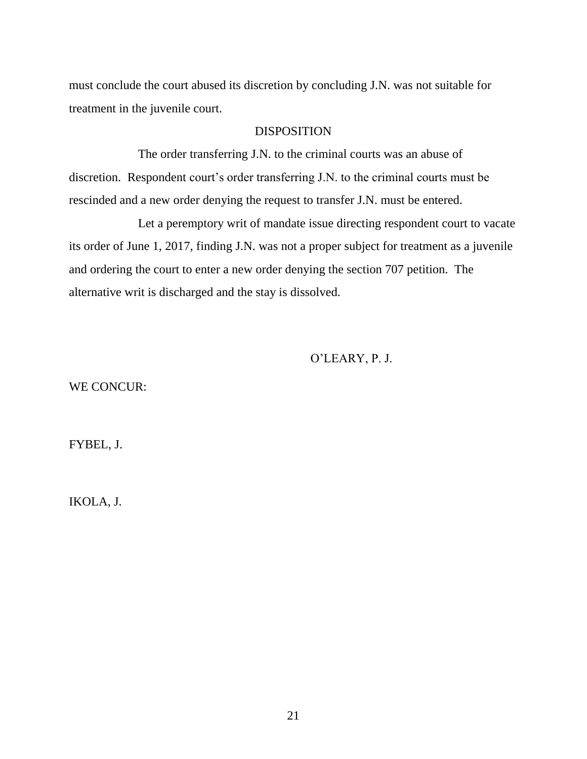must conclude the court abused its discretion by concluding J.N. was not suitable for treatment in the juvenile court.

## DISPOSITION

The order transferring J.N. to the criminal courts was an abuse of discretion. Respondent court's order transferring J.N. to the criminal courts must be rescinded and a new order denying the request to transfer J.N. must be entered.

Let a peremptory writ of mandate issue directing respondent court to vacate its order of June 1, 2017, finding J.N. was not a proper subject for treatment as a juvenile and ordering the court to enter a new order denying the section 707 petition. The alternative writ is discharged and the stay is dissolved.

O'LEARY, P. J.

WE CONCUR:

FYBEL, J.

IKOLA, J.